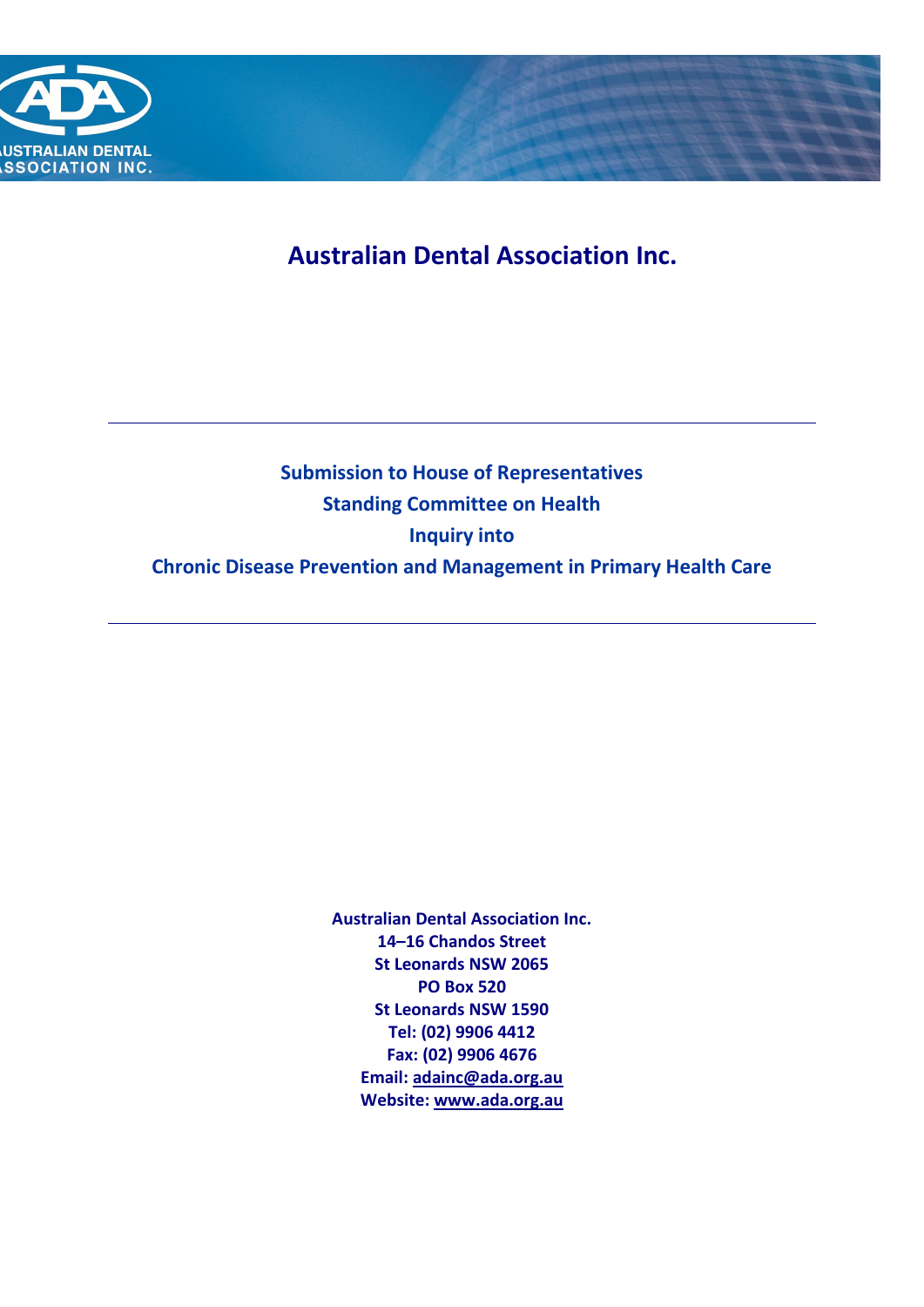# Australian Dental Association Inc.

---

## Submission to House of Representatives
## Standing Committee on Health
## Inquiry into
## Chronic Disease Prevention and Management in Primary Health Care

---

**Australian Dental Association Inc.**
**14–16 Chandos Street**
**St Leonards NSW 2065**
**PO Box 520**
**St Leonards NSW 1590**
**Tel: (02) 9906 4412**
**Fax: (02) 9906 4676**
**Email: adainc@ada.org.au**
**Website: www.ada.org.au**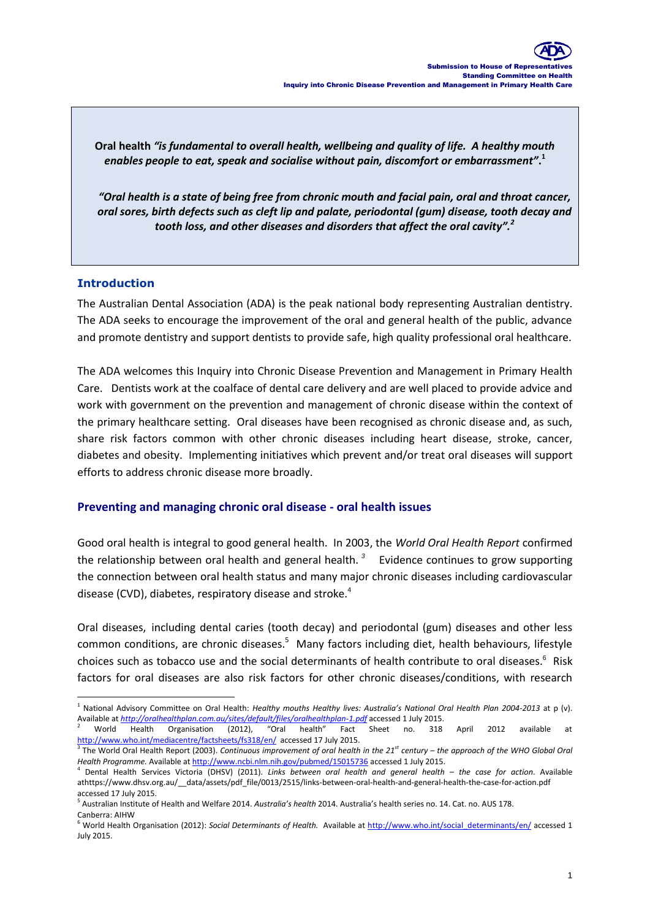**Oral health** *"is fundamental to overall health, wellbeing and quality of life. A healthy mouth enables people to eat, speak and socialise without pain, discomfort or embarrassment".*[1]

*"Oral health is a state of being free from chronic mouth and facial pain, oral and throat cancer, oral sores, birth defects such as cleft lip and palate, periodontal (gum) disease, tooth decay and tooth loss, and other diseases and disorders that affect the oral cavity".*[2]

## Introduction

The Australian Dental Association (ADA) is the peak national body representing Australian dentistry. The ADA seeks to encourage the improvement of the oral and general health of the public, advance and promote dentistry and support dentists to provide safe, high quality professional oral healthcare.

The ADA welcomes this Inquiry into Chronic Disease Prevention and Management in Primary Health Care. Dentists work at the coalface of dental care delivery and are well placed to provide advice and work with government on the prevention and management of chronic disease within the context of the primary healthcare setting. Oral diseases have been recognised as chronic disease and, as such, share risk factors common with other chronic diseases including heart disease, stroke, cancer, diabetes and obesity. Implementing initiatives which prevent and/or treat oral diseases will support efforts to address chronic disease more broadly.

## Preventing and managing chronic oral disease - oral health issues

Good oral health is integral to good general health. In 2003, the *World Oral Health Report* confirmed the relationship between oral health and general health.[3] Evidence continues to grow supporting the connection between oral health status and many major chronic diseases including cardiovascular disease (CVD), diabetes, respiratory disease and stroke.[4]

Oral diseases, including dental caries (tooth decay) and periodontal (gum) diseases and other less common conditions, are chronic diseases.[5] Many factors including diet, health behaviours, lifestyle choices such as tobacco use and the social determinants of health contribute to oral diseases.[6] Risk factors for oral diseases are also risk factors for other chronic diseases/conditions, with research

---

[1] National Advisory Committee on Oral Health: *Healthy mouths Healthy lives: Australia's National Oral Health Plan 2004-2013* at p (v). Available at *http://oralhealthplan.com.au/sites/default/files/oralhealthplan-1.pdf* accessed 1 July 2015.

[2] World Health Organisation (2012), "Oral health" Fact Sheet no. 318 April 2012 available at http://www.who.int/mediacentre/factsheets/fs318/en/ accessed 17 July 2015.

[3] The World Oral Health Report (2003). *Continuous improvement of oral health in the 21st century – the approach of the WHO Global Oral Health Programme.* Available at http://www.ncbi.nlm.nih.gov/pubmed/15015736 accessed 1 July 2015.

[4] Dental Health Services Victoria (DHSV) (2011). *Links between oral health and general health – the case for action*. Available athttps://www.dhsv.org.au/__data/assets/pdf_file/0013/2515/links-between-oral-health-and-general-health-the-case-for-action.pdf accessed 17 July 2015.

[5] Australian Institute of Health and Welfare 2014. *Australia's health* 2014. Australia's health series no. 14. Cat. no. AUS 178. Canberra: AIHW

[6] World Health Organisation (2012): *Social Determinants of Health.* Available at http://www.who.int/social_determinants/en/ accessed 1 July 2015.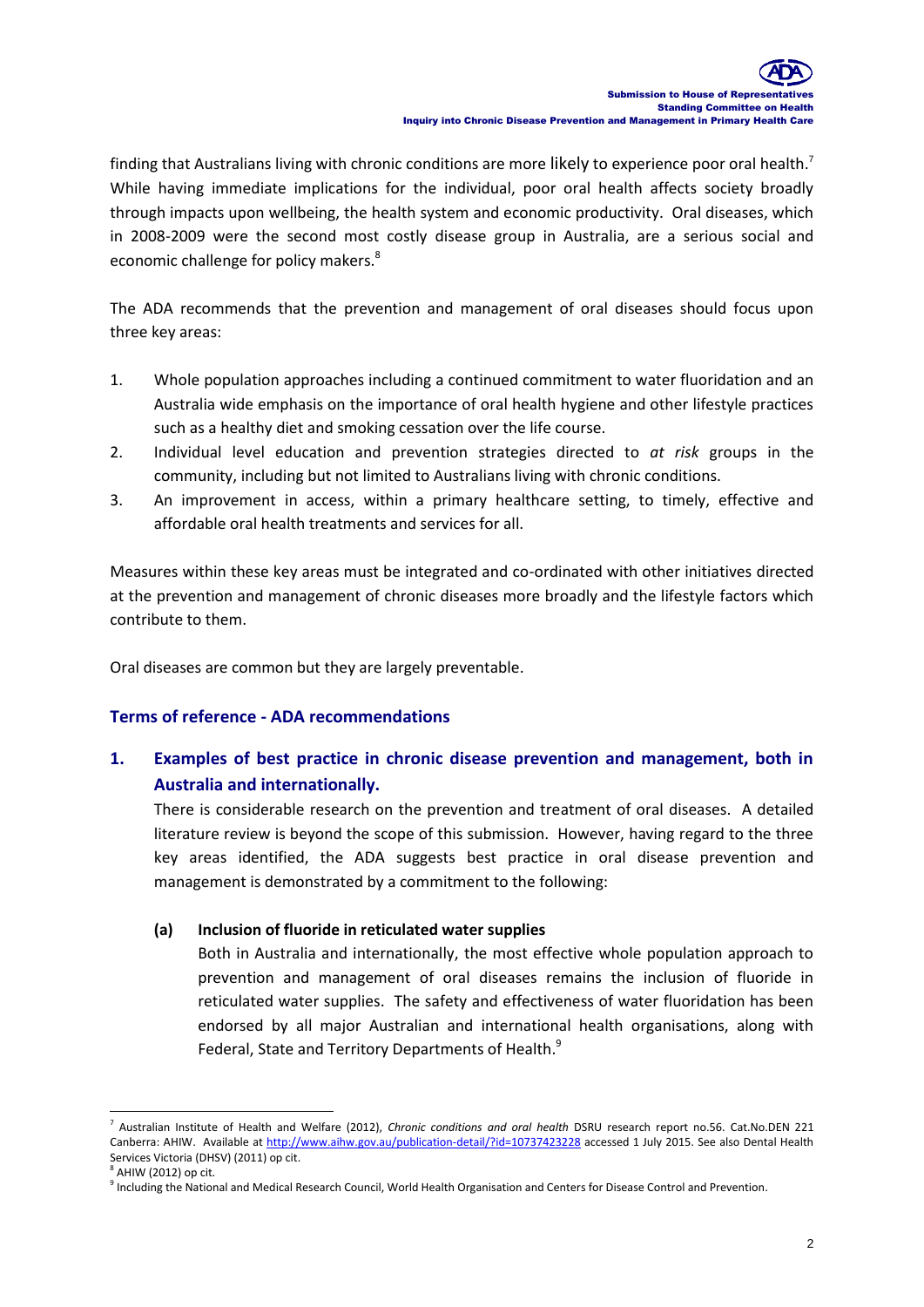finding that Australians living with chronic conditions are more likely to experience poor oral health.[7] While having immediate implications for the individual, poor oral health affects society broadly through impacts upon wellbeing, the health system and economic productivity. Oral diseases, which in 2008-2009 were the second most costly disease group in Australia, are a serious social and economic challenge for policy makers.[8]

The ADA recommends that the prevention and management of oral diseases should focus upon three key areas:

1. Whole population approaches including a continued commitment to water fluoridation and an Australia wide emphasis on the importance of oral health hygiene and other lifestyle practices such as a healthy diet and smoking cessation over the life course.
2. Individual level education and prevention strategies directed to *at risk* groups in the community, including but not limited to Australians living with chronic conditions.
3. An improvement in access, within a primary healthcare setting, to timely, effective and affordable oral health treatments and services for all.

Measures within these key areas must be integrated and co-ordinated with other initiatives directed at the prevention and management of chronic diseases more broadly and the lifestyle factors which contribute to them.

Oral diseases are common but they are largely preventable.

## Terms of reference - ADA recommendations

### 1. Examples of best practice in chronic disease prevention and management, both in Australia and internationally.

There is considerable research on the prevention and treatment of oral diseases. A detailed literature review is beyond the scope of this submission. However, having regard to the three key areas identified, the ADA suggests best practice in oral disease prevention and management is demonstrated by a commitment to the following:

#### (a) Inclusion of fluoride in reticulated water supplies

Both in Australia and internationally, the most effective whole population approach to prevention and management of oral diseases remains the inclusion of fluoride in reticulated water supplies. The safety and effectiveness of water fluoridation has been endorsed by all major Australian and international health organisations, along with Federal, State and Territory Departments of Health.[9]

---

[7] Australian Institute of Health and Welfare (2012), *Chronic conditions and oral health* DSRU research report no.56. Cat.No.DEN 221 Canberra: AHIW. Available at http://www.aihw.gov.au/publication-detail/?id=10737423228 accessed 1 July 2015. See also Dental Health Services Victoria (DHSV) (2011) op cit.

[8] AHIW (2012) op cit.

[9] Including the National and Medical Research Council, World Health Organisation and Centers for Disease Control and Prevention.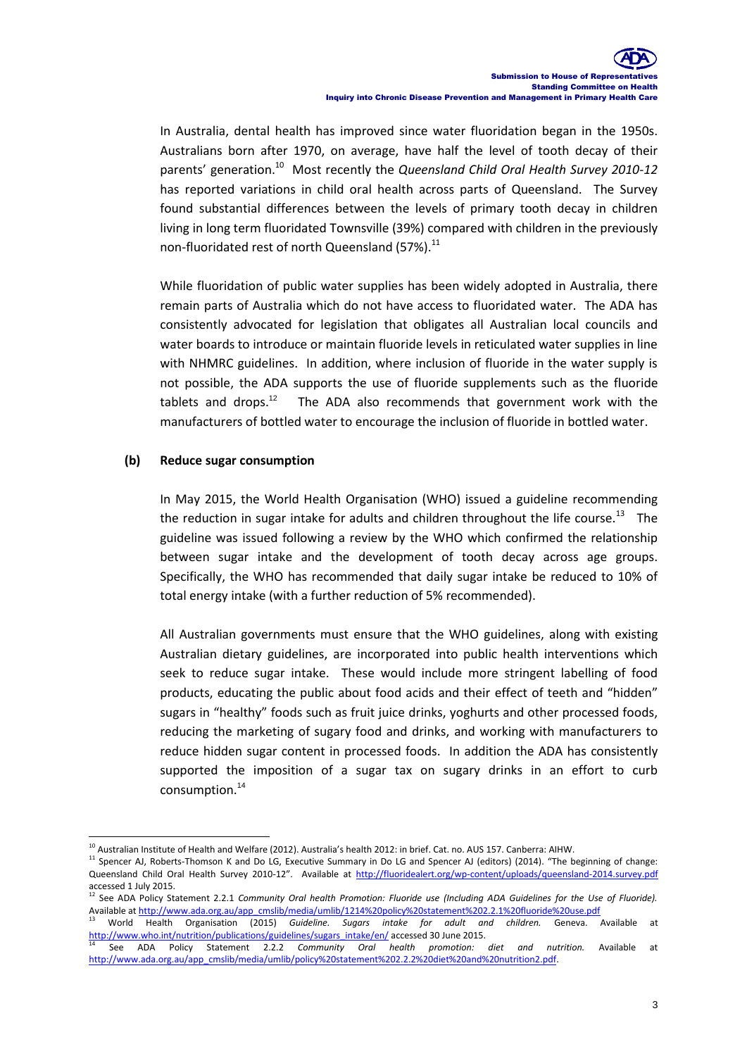In Australia, dental health has improved since water fluoridation began in the 1950s. Australians born after 1970, on average, have half the level of tooth decay of their parents' generation.[10] Most recently the *Queensland Child Oral Health Survey 2010-12* has reported variations in child oral health across parts of Queensland. The Survey found substantial differences between the levels of primary tooth decay in children living in long term fluoridated Townsville (39%) compared with children in the previously non-fluoridated rest of north Queensland (57%).[11]

While fluoridation of public water supplies has been widely adopted in Australia, there remain parts of Australia which do not have access to fluoridated water. The ADA has consistently advocated for legislation that obligates all Australian local councils and water boards to introduce or maintain fluoride levels in reticulated water supplies in line with NHMRC guidelines. In addition, where inclusion of fluoride in the water supply is not possible, the ADA supports the use of fluoride supplements such as the fluoride tablets and drops.[12] The ADA also recommends that government work with the manufacturers of bottled water to encourage the inclusion of fluoride in bottled water.

**(b) Reduce sugar consumption**

In May 2015, the World Health Organisation (WHO) issued a guideline recommending the reduction in sugar intake for adults and children throughout the life course.[13] The guideline was issued following a review by the WHO which confirmed the relationship between sugar intake and the development of tooth decay across age groups. Specifically, the WHO has recommended that daily sugar intake be reduced to 10% of total energy intake (with a further reduction of 5% recommended).

All Australian governments must ensure that the WHO guidelines, along with existing Australian dietary guidelines, are incorporated into public health interventions which seek to reduce sugar intake. These would include more stringent labelling of food products, educating the public about food acids and their effect of teeth and "hidden" sugars in "healthy" foods such as fruit juice drinks, yoghurts and other processed foods, reducing the marketing of sugary food and drinks, and working with manufacturers to reduce hidden sugar content in processed foods. In addition the ADA has consistently supported the imposition of a sugar tax on sugary drinks in an effort to curb consumption.[14]

---

[10] Australian Institute of Health and Welfare (2012). Australia's health 2012: in brief. Cat. no. AUS 157. Canberra: AIHW.

[11] Spencer AJ, Roberts-Thomson K and Do LG, Executive Summary in Do LG and Spencer AJ (editors) (2014). "The beginning of change: Queensland Child Oral Health Survey 2010-12". Available at http://fluoridealert.org/wp-content/uploads/queensland-2014.survey.pdf accessed 1 July 2015.

[12] See ADA Policy Statement 2.2.1 *Community Oral health Promotion: Fluoride use (Including ADA Guidelines for the Use of Fluoride).* Available at http://www.ada.org.au/app_cmslib/media/umlib/1214%20policy%20statement%202.2.1%20fluoride%20use.pdf

[13] World Health Organisation (2015) *Guideline. Sugars intake for adult and children.* Geneva. Available at http://www.who.int/nutrition/publications/guidelines/sugars_intake/en/ accessed 30 June 2015.

[14] See ADA Policy Statement 2.2.2 *Community Oral health promotion: diet and nutrition.* Available at http://www.ada.org.au/app_cmslib/media/umlib/policy%20statement%202.2.2%20diet%20and%20nutrition2.pdf.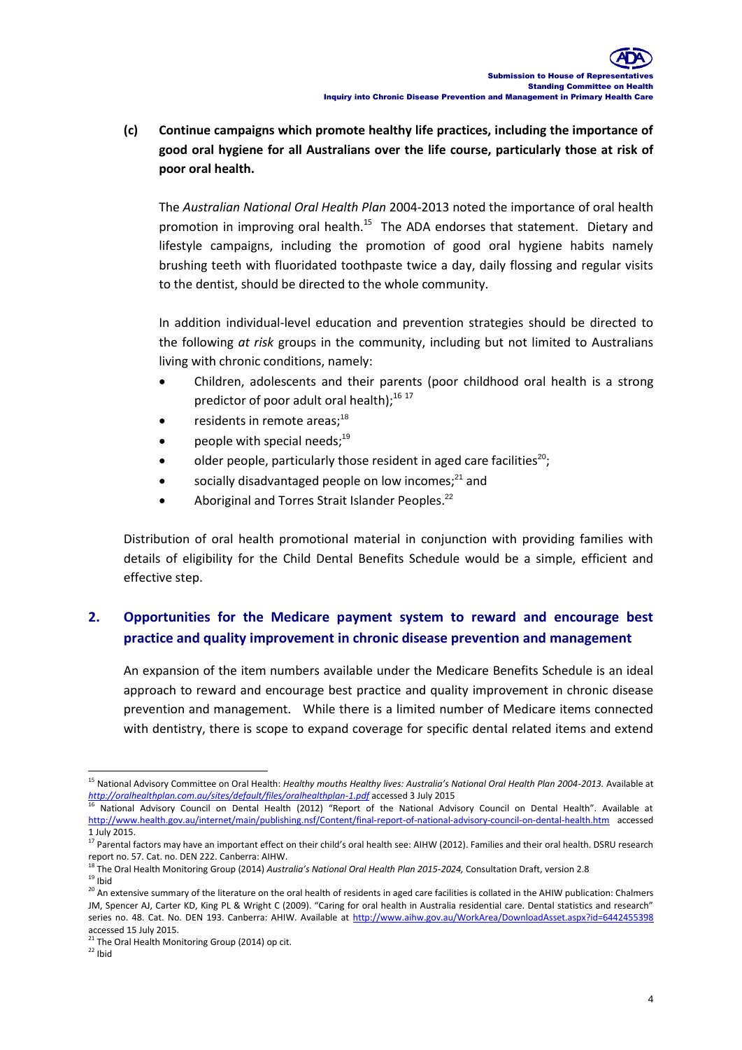**(c) Continue campaigns which promote healthy life practices, including the importance of good oral hygiene for all Australians over the life course, particularly those at risk of poor oral health.**

The *Australian National Oral Health Plan* 2004-2013 noted the importance of oral health promotion in improving oral health.[15] The ADA endorses that statement. Dietary and lifestyle campaigns, including the promotion of good oral hygiene habits namely brushing teeth with fluoridated toothpaste twice a day, daily flossing and regular visits to the dentist, should be directed to the whole community.

In addition individual-level education and prevention strategies should be directed to the following *at risk* groups in the community, including but not limited to Australians living with chronic conditions, namely:

- Children, adolescents and their parents (poor childhood oral health is a strong predictor of poor adult oral health);[16] [17]
- residents in remote areas;[18]
- people with special needs;[19]
- older people, particularly those resident in aged care facilities[20];
- socially disadvantaged people on low incomes;[21] and
- Aboriginal and Torres Strait Islander Peoples.[22]

Distribution of oral health promotional material in conjunction with providing families with details of eligibility for the Child Dental Benefits Schedule would be a simple, efficient and effective step.

## 2. Opportunities for the Medicare payment system to reward and encourage best practice and quality improvement in chronic disease prevention and management

An expansion of the item numbers available under the Medicare Benefits Schedule is an ideal approach to reward and encourage best practice and quality improvement in chronic disease prevention and management. While there is a limited number of Medicare items connected with dentistry, there is scope to expand coverage for specific dental related items and extend

---

[15] National Advisory Committee on Oral Health: *Healthy mouths Healthy lives: Australia's National Oral Health Plan 2004-2013.* Available at *http://oralhealthplan.com.au/sites/default/files/oralhealthplan-1.pdf* accessed 3 July 2015

[16] National Advisory Council on Dental Health (2012) "Report of the National Advisory Council on Dental Health". Available at http://www.health.gov.au/internet/main/publishing.nsf/Content/final-report-of-national-advisory-council-on-dental-health.htm accessed 1 July 2015.

[17] Parental factors may have an important effect on their child's oral health see: AIHW (2012). Families and their oral health. DSRU research report no. 57. Cat. no. DEN 222. Canberra: AIHW.

[18] The Oral Health Monitoring Group (2014) *Australia's National Oral Health Plan 2015-2024,* Consultation Draft, version 2.8

[19] Ibid

[20] An extensive summary of the literature on the oral health of residents in aged care facilities is collated in the AHIW publication: Chalmers JM, Spencer AJ, Carter KD, King PL & Wright C (2009). "Caring for oral health in Australia residential care. Dental statistics and research" series no. 48. Cat. No. DEN 193. Canberra: AHIW. Available at http://www.aihw.gov.au/WorkArea/DownloadAsset.aspx?id=6442455398 accessed 15 July 2015.

[21] The Oral Health Monitoring Group (2014) op cit.

[22] Ibid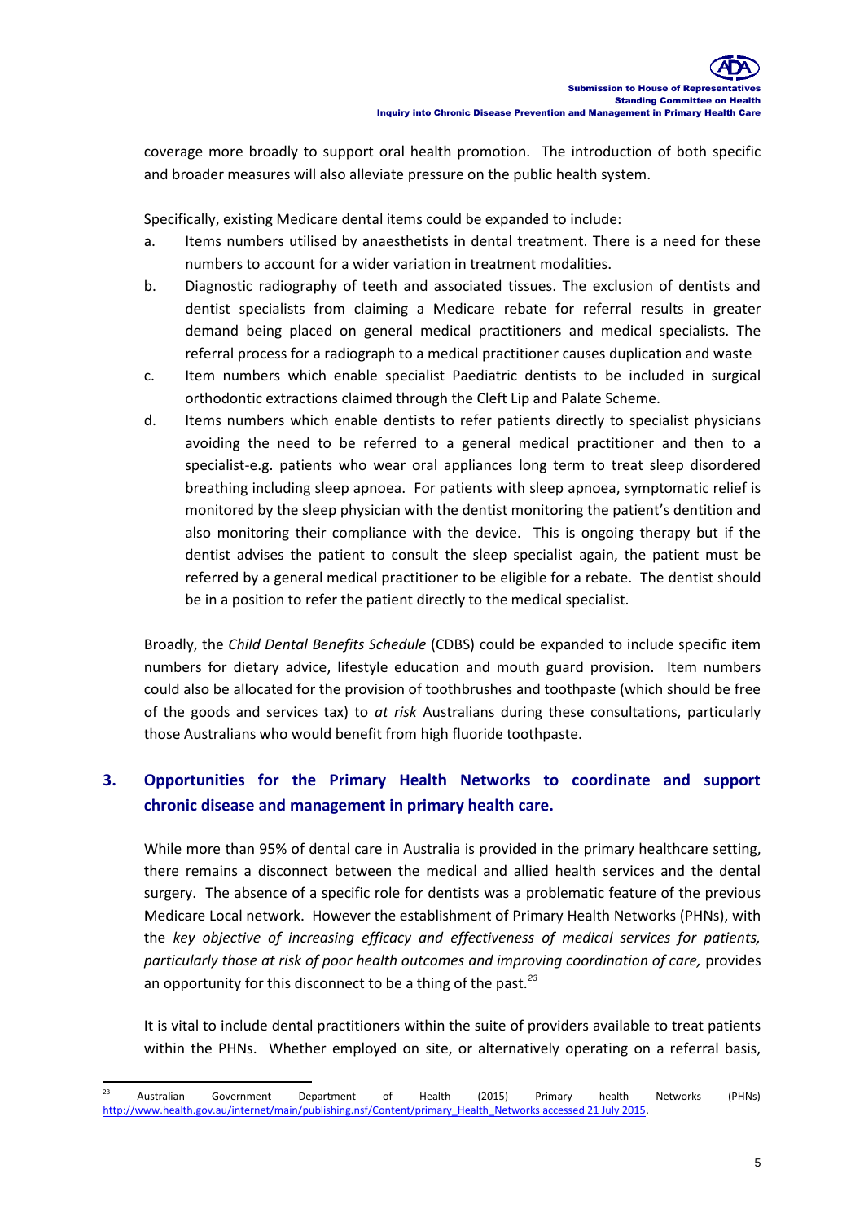coverage more broadly to support oral health promotion. The introduction of both specific and broader measures will also alleviate pressure on the public health system.

Specifically, existing Medicare dental items could be expanded to include:

a. Items numbers utilised by anaesthetists in dental treatment. There is a need for these numbers to account for a wider variation in treatment modalities.

b. Diagnostic radiography of teeth and associated tissues. The exclusion of dentists and dentist specialists from claiming a Medicare rebate for referral results in greater demand being placed on general medical practitioners and medical specialists. The referral process for a radiograph to a medical practitioner causes duplication and waste

c. Item numbers which enable specialist Paediatric dentists to be included in surgical orthodontic extractions claimed through the Cleft Lip and Palate Scheme.

d. Items numbers which enable dentists to refer patients directly to specialist physicians avoiding the need to be referred to a general medical practitioner and then to a specialist-e.g. patients who wear oral appliances long term to treat sleep disordered breathing including sleep apnoea. For patients with sleep apnoea, symptomatic relief is monitored by the sleep physician with the dentist monitoring the patient's dentition and also monitoring their compliance with the device. This is ongoing therapy but if the dentist advises the patient to consult the sleep specialist again, the patient must be referred by a general medical practitioner to be eligible for a rebate. The dentist should be in a position to refer the patient directly to the medical specialist.

Broadly, the *Child Dental Benefits Schedule* (CDBS) could be expanded to include specific item numbers for dietary advice, lifestyle education and mouth guard provision. Item numbers could also be allocated for the provision of toothbrushes and toothpaste (which should be free of the goods and services tax) to *at risk* Australians during these consultations, particularly those Australians who would benefit from high fluoride toothpaste.

## 3. Opportunities for the Primary Health Networks to coordinate and support chronic disease and management in primary health care.

While more than 95% of dental care in Australia is provided in the primary healthcare setting, there remains a disconnect between the medical and allied health services and the dental surgery. The absence of a specific role for dentists was a problematic feature of the previous Medicare Local network. However the establishment of Primary Health Networks (PHNs), with the *key objective of increasing efficacy and effectiveness of medical services for patients, particularly those at risk of poor health outcomes and improving coordination of care,* provides an opportunity for this disconnect to be a thing of the past.[23]

It is vital to include dental practitioners within the suite of providers available to treat patients within the PHNs. Whether employed on site, or alternatively operating on a referral basis,

---

[23] Australian Government Department of Health (2015) Primary health Networks (PHNs) http://www.health.gov.au/internet/main/publishing.nsf/Content/primary_Health_Networks accessed 21 July 2015.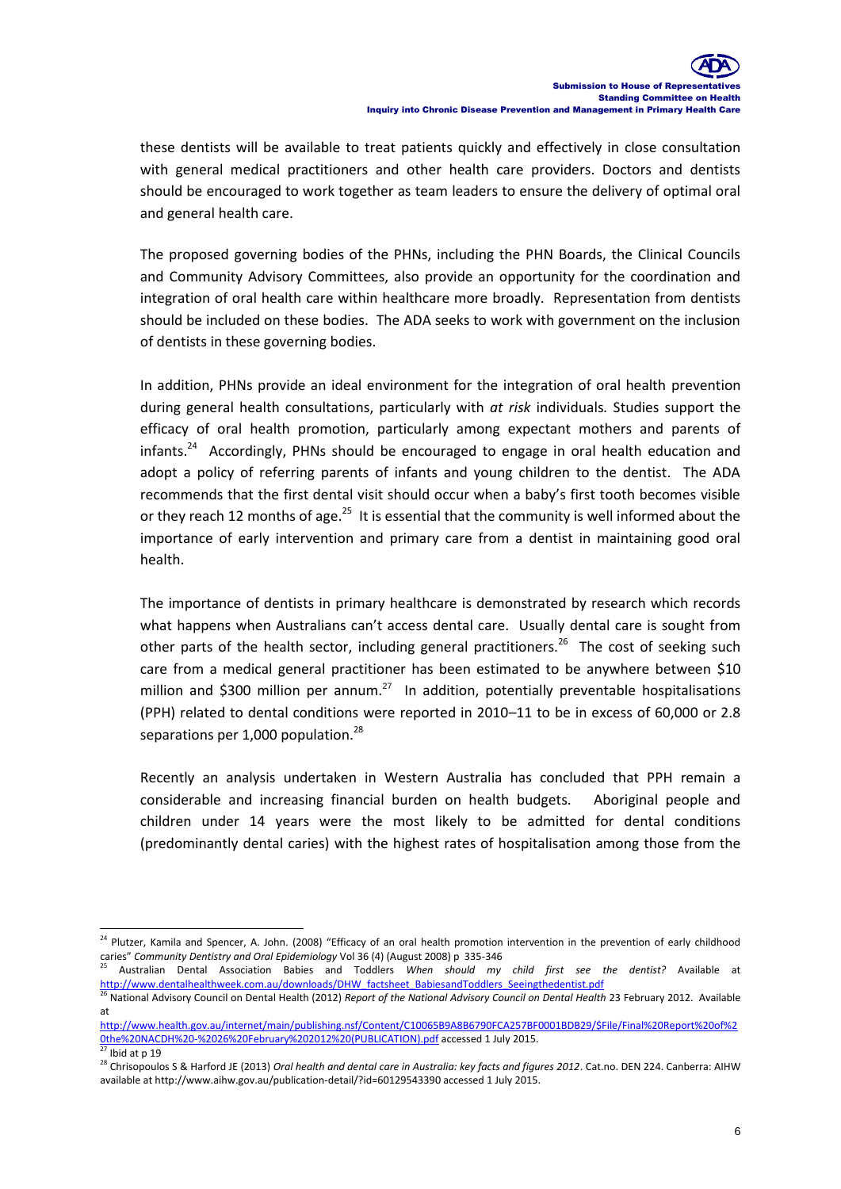these dentists will be available to treat patients quickly and effectively in close consultation with general medical practitioners and other health care providers. Doctors and dentists should be encouraged to work together as team leaders to ensure the delivery of optimal oral and general health care.

The proposed governing bodies of the PHNs, including the PHN Boards, the Clinical Councils and Community Advisory Committees, also provide an opportunity for the coordination and integration of oral health care within healthcare more broadly. Representation from dentists should be included on these bodies. The ADA seeks to work with government on the inclusion of dentists in these governing bodies.

In addition, PHNs provide an ideal environment for the integration of oral health prevention during general health consultations, particularly with *at risk* individuals. Studies support the efficacy of oral health promotion, particularly among expectant mothers and parents of infants.[24] Accordingly, PHNs should be encouraged to engage in oral health education and adopt a policy of referring parents of infants and young children to the dentist. The ADA recommends that the first dental visit should occur when a baby's first tooth becomes visible or they reach 12 months of age.[25] It is essential that the community is well informed about the importance of early intervention and primary care from a dentist in maintaining good oral health.

The importance of dentists in primary healthcare is demonstrated by research which records what happens when Australians can't access dental care. Usually dental care is sought from other parts of the health sector, including general practitioners.[26] The cost of seeking such care from a medical general practitioner has been estimated to be anywhere between $10 million and $300 million per annum.[27] In addition, potentially preventable hospitalisations (PPH) related to dental conditions were reported in 2010–11 to be in excess of 60,000 or 2.8 separations per 1,000 population.[28]

Recently an analysis undertaken in Western Australia has concluded that PPH remain a considerable and increasing financial burden on health budgets. Aboriginal people and children under 14 years were the most likely to be admitted for dental conditions (predominantly dental caries) with the highest rates of hospitalisation among those from the

---

[24] Plutzer, Kamila and Spencer, A. John. (2008) "Efficacy of an oral health promotion intervention in the prevention of early childhood caries" *Community Dentistry and Oral Epidemiology* Vol 36 (4) (August 2008) p 335-346

[25] Australian Dental Association Babies and Toddlers *When should my child first see the dentist?* Available at http://www.dentalhealthweek.com.au/downloads/DHW_factsheet_BabiesandToddlers_Seeingthedentist.pdf

[26] National Advisory Council on Dental Health (2012) *Report of the National Advisory Council on Dental Health* 23 February 2012. Available at http://www.health.gov.au/internet/main/publishing.nsf/Content/C10065B9A8B6790FCA257BF0001BDB29/$File/Final%20Report%20of%20the%20NACDH%20-%2026%20February%202012%20(PUBLICATION).pdf accessed 1 July 2015.

[27] Ibid at p 19

[28] Chrisopoulos S & Harford JE (2013) *Oral health and dental care in Australia: key facts and figures 2012*. Cat.no. DEN 224. Canberra: AIHW available at http://www.aihw.gov.au/publication-detail/?id=60129543390 accessed 1 July 2015.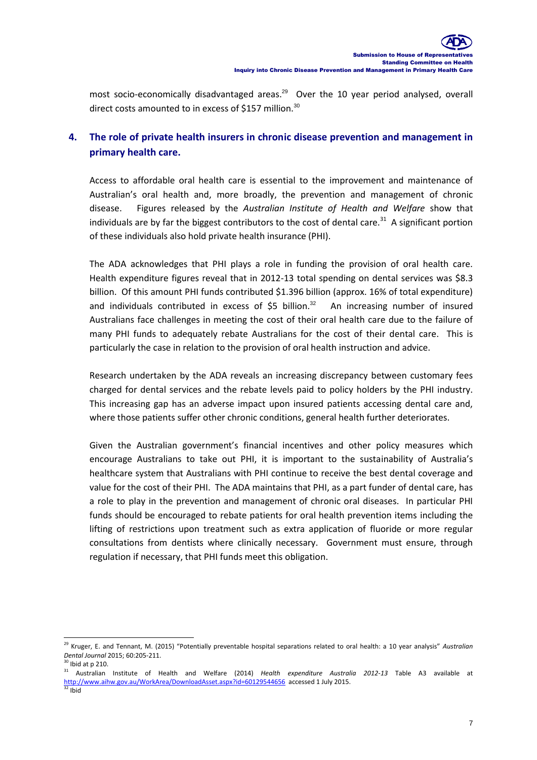most socio-economically disadvantaged areas.[29] Over the 10 year period analysed, overall direct costs amounted to in excess of $157 million.[30]

## 4. The role of private health insurers in chronic disease prevention and management in primary health care.

Access to affordable oral health care is essential to the improvement and maintenance of Australian's oral health and, more broadly, the prevention and management of chronic disease. Figures released by the *Australian Institute of Health and Welfare* show that individuals are by far the biggest contributors to the cost of dental care.[31] A significant portion of these individuals also hold private health insurance (PHI).

The ADA acknowledges that PHI plays a role in funding the provision of oral health care. Health expenditure figures reveal that in 2012-13 total spending on dental services was $8.3 billion. Of this amount PHI funds contributed $1.396 billion (approx. 16% of total expenditure) and individuals contributed in excess of $5 billion.[32] An increasing number of insured Australians face challenges in meeting the cost of their oral health care due to the failure of many PHI funds to adequately rebate Australians for the cost of their dental care. This is particularly the case in relation to the provision of oral health instruction and advice.

Research undertaken by the ADA reveals an increasing discrepancy between customary fees charged for dental services and the rebate levels paid to policy holders by the PHI industry. This increasing gap has an adverse impact upon insured patients accessing dental care and, where those patients suffer other chronic conditions, general health further deteriorates.

Given the Australian government's financial incentives and other policy measures which encourage Australians to take out PHI, it is important to the sustainability of Australia's healthcare system that Australians with PHI continue to receive the best dental coverage and value for the cost of their PHI. The ADA maintains that PHI, as a part funder of dental care, has a role to play in the prevention and management of chronic oral diseases. In particular PHI funds should be encouraged to rebate patients for oral health prevention items including the lifting of restrictions upon treatment such as extra application of fluoride or more regular consultations from dentists where clinically necessary. Government must ensure, through regulation if necessary, that PHI funds meet this obligation.

---

[29] Kruger, E. and Tennant, M. (2015) "Potentially preventable hospital separations related to oral health: a 10 year analysis" *Australian Dental Journal* 2015; 60:205-211.

[30] Ibid at p 210.

[31] Australian Institute of Health and Welfare (2014) *Health expenditure Australia 2012-13* Table A3 available at http://www.aihw.gov.au/WorkArea/DownloadAsset.aspx?id=60129544656 accessed 1 July 2015.

[32] Ibid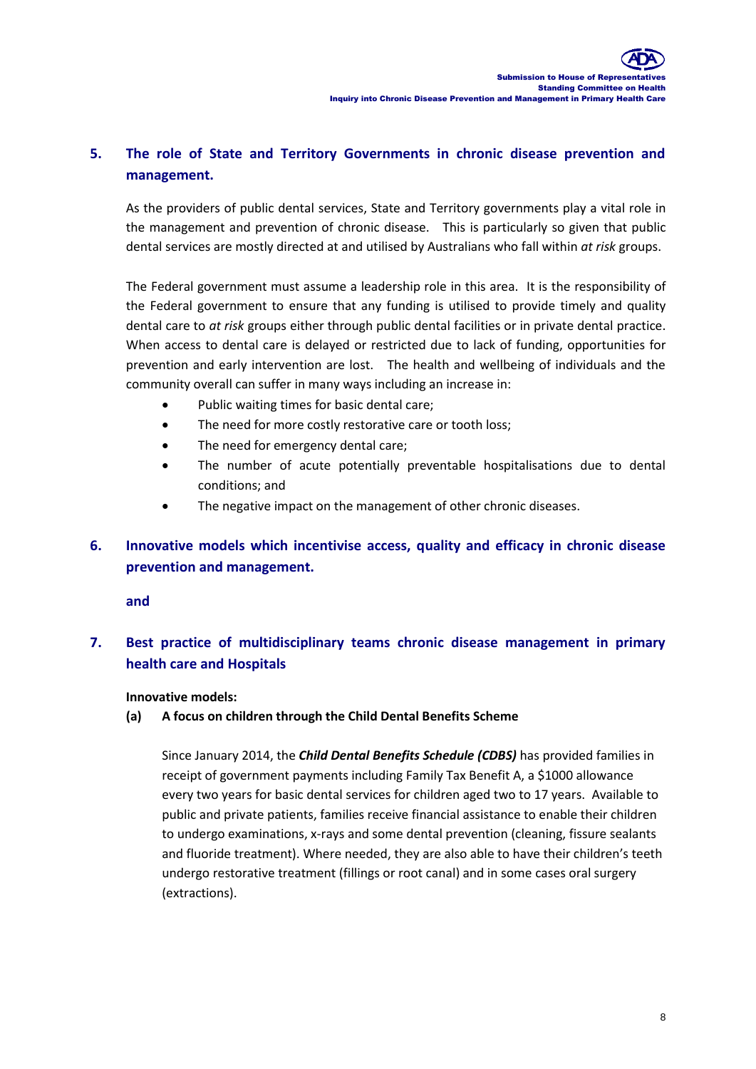## 5. The role of State and Territory Governments in chronic disease prevention and management.

As the providers of public dental services, State and Territory governments play a vital role in the management and prevention of chronic disease. This is particularly so given that public dental services are mostly directed at and utilised by Australians who fall within *at risk* groups.

The Federal government must assume a leadership role in this area. It is the responsibility of the Federal government to ensure that any funding is utilised to provide timely and quality dental care to *at risk* groups either through public dental facilities or in private dental practice. When access to dental care is delayed or restricted due to lack of funding, opportunities for prevention and early intervention are lost. The health and wellbeing of individuals and the community overall can suffer in many ways including an increase in:

- Public waiting times for basic dental care;
- The need for more costly restorative care or tooth loss;
- The need for emergency dental care;
- The number of acute potentially preventable hospitalisations due to dental conditions; and
- The negative impact on the management of other chronic diseases.

## 6. Innovative models which incentivise access, quality and efficacy in chronic disease prevention and management.

**and**

## 7. Best practice of multidisciplinary teams chronic disease management in primary health care and Hospitals

**Innovative models:**

**(a) A focus on children through the Child Dental Benefits Scheme**

Since January 2014, the ***Child Dental Benefits Schedule (CDBS)*** has provided families in receipt of government payments including Family Tax Benefit A, a $1000 allowance every two years for basic dental services for children aged two to 17 years. Available to public and private patients, families receive financial assistance to enable their children to undergo examinations, x-rays and some dental prevention (cleaning, fissure sealants and fluoride treatment). Where needed, they are also able to have their children's teeth undergo restorative treatment (fillings or root canal) and in some cases oral surgery (extractions).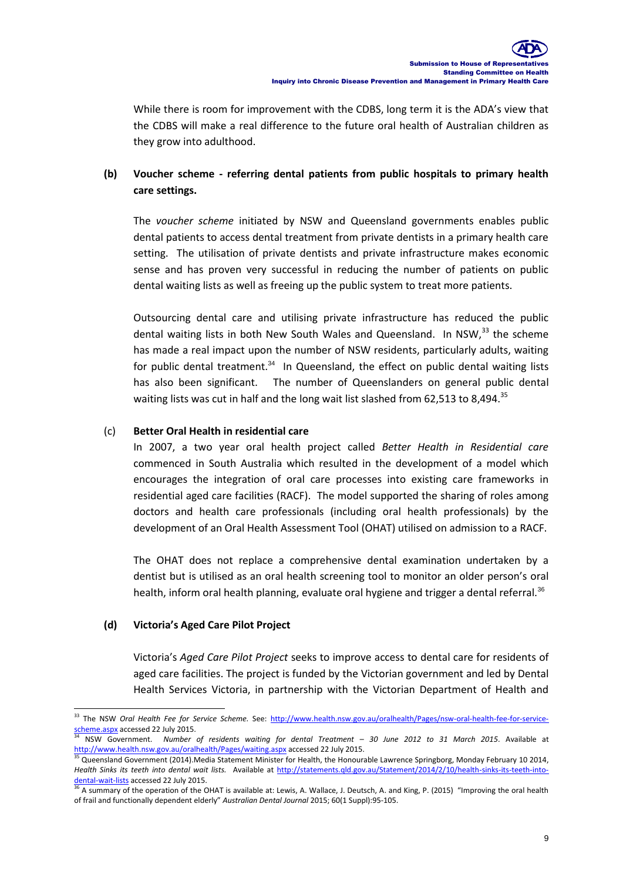While there is room for improvement with the CDBS, long term it is the ADA's view that the CDBS will make a real difference to the future oral health of Australian children as they grow into adulthood.

**(b) Voucher scheme - referring dental patients from public hospitals to primary health care settings.**

The *voucher scheme* initiated by NSW and Queensland governments enables public dental patients to access dental treatment from private dentists in a primary health care setting. The utilisation of private dentists and private infrastructure makes economic sense and has proven very successful in reducing the number of patients on public dental waiting lists as well as freeing up the public system to treat more patients.

Outsourcing dental care and utilising private infrastructure has reduced the public dental waiting lists in both New South Wales and Queensland. In NSW,[33] the scheme has made a real impact upon the number of NSW residents, particularly adults, waiting for public dental treatment.[34] In Queensland, the effect on public dental waiting lists has also been significant. The number of Queenslanders on general public dental waiting lists was cut in half and the long wait list slashed from 62,513 to 8,494.[35]

(c) **Better Oral Health in residential care**

In 2007, a two year oral health project called *Better Health in Residential care* commenced in South Australia which resulted in the development of a model which encourages the integration of oral care processes into existing care frameworks in residential aged care facilities (RACF). The model supported the sharing of roles among doctors and health care professionals (including oral health professionals) by the development of an Oral Health Assessment Tool (OHAT) utilised on admission to a RACF.

The OHAT does not replace a comprehensive dental examination undertaken by a dentist but is utilised as an oral health screening tool to monitor an older person's oral health, inform oral health planning, evaluate oral hygiene and trigger a dental referral.[36]

**(d) Victoria's Aged Care Pilot Project**

Victoria's *Aged Care Pilot Project* seeks to improve access to dental care for residents of aged care facilities. The project is funded by the Victorian government and led by Dental Health Services Victoria, in partnership with the Victorian Department of Health and

---

[33] The NSW *Oral Health Fee for Service Scheme.* See: http://www.health.nsw.gov.au/oralhealth/Pages/nsw-oral-health-fee-for-service-scheme.aspx accessed 22 July 2015.

[34] NSW Government. *Number of residents waiting for dental Treatment – 30 June 2012 to 31 March 2015*. Available at http://www.health.nsw.gov.au/oralhealth/Pages/waiting.aspx accessed 22 July 2015.

[35] Queensland Government (2014).Media Statement Minister for Health, the Honourable Lawrence Springborg, Monday February 10 2014, *Health Sinks its teeth into dental wait lists.* Available at http://statements.qld.gov.au/Statement/2014/2/10/health-sinks-its-teeth-into-dental-wait-lists accessed 22 July 2015.

[36] A summary of the operation of the OHAT is available at: Lewis, A. Wallace, J. Deutsch, A. and King, P. (2015) "Improving the oral health of frail and functionally dependent elderly" *Australian Dental Journal* 2015; 60(1 Suppl):95-105.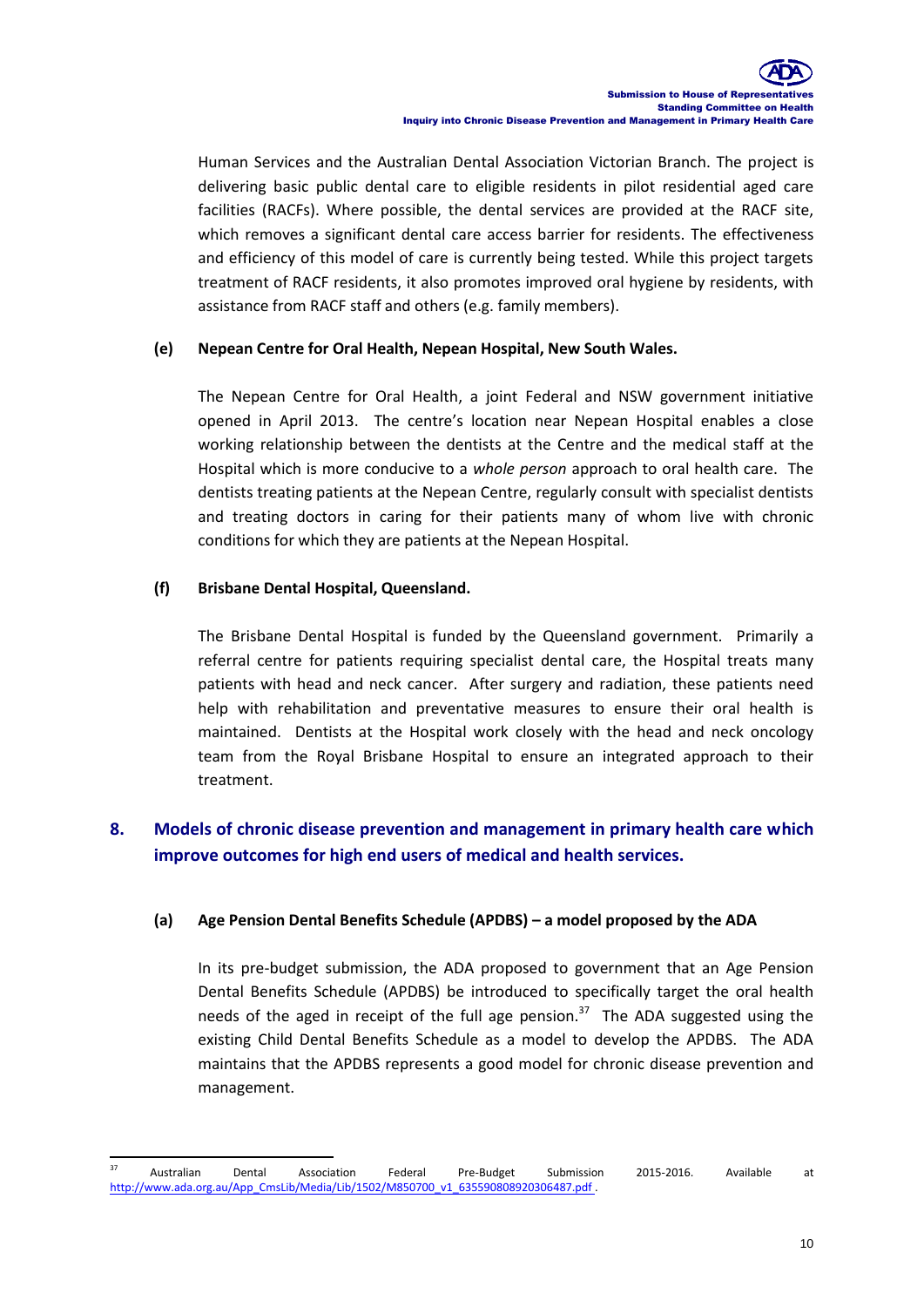Human Services and the Australian Dental Association Victorian Branch. The project is delivering basic public dental care to eligible residents in pilot residential aged care facilities (RACFs). Where possible, the dental services are provided at the RACF site, which removes a significant dental care access barrier for residents. The effectiveness and efficiency of this model of care is currently being tested. While this project targets treatment of RACF residents, it also promotes improved oral hygiene by residents, with assistance from RACF staff and others (e.g. family members).

**(e) Nepean Centre for Oral Health, Nepean Hospital, New South Wales.**

The Nepean Centre for Oral Health, a joint Federal and NSW government initiative opened in April 2013. The centre's location near Nepean Hospital enables a close working relationship between the dentists at the Centre and the medical staff at the Hospital which is more conducive to a *whole person* approach to oral health care. The dentists treating patients at the Nepean Centre, regularly consult with specialist dentists and treating doctors in caring for their patients many of whom live with chronic conditions for which they are patients at the Nepean Hospital.

**(f) Brisbane Dental Hospital, Queensland.**

The Brisbane Dental Hospital is funded by the Queensland government. Primarily a referral centre for patients requiring specialist dental care, the Hospital treats many patients with head and neck cancer. After surgery and radiation, these patients need help with rehabilitation and preventative measures to ensure their oral health is maintained. Dentists at the Hospital work closely with the head and neck oncology team from the Royal Brisbane Hospital to ensure an integrated approach to their treatment.

## 8. Models of chronic disease prevention and management in primary health care which improve outcomes for high end users of medical and health services.

**(a) Age Pension Dental Benefits Schedule (APDBS) – a model proposed by the ADA**

In its pre-budget submission, the ADA proposed to government that an Age Pension Dental Benefits Schedule (APDBS) be introduced to specifically target the oral health needs of the aged in receipt of the full age pension.[37] The ADA suggested using the existing Child Dental Benefits Schedule as a model to develop the APDBS. The ADA maintains that the APDBS represents a good model for chronic disease prevention and management.

---

[37] Australian Dental Association Federal Pre-Budget Submission 2015-2016. Available at http://www.ada.org.au/App_CmsLib/Media/Lib/1502/M850700_v1_635590808920306487.pdf .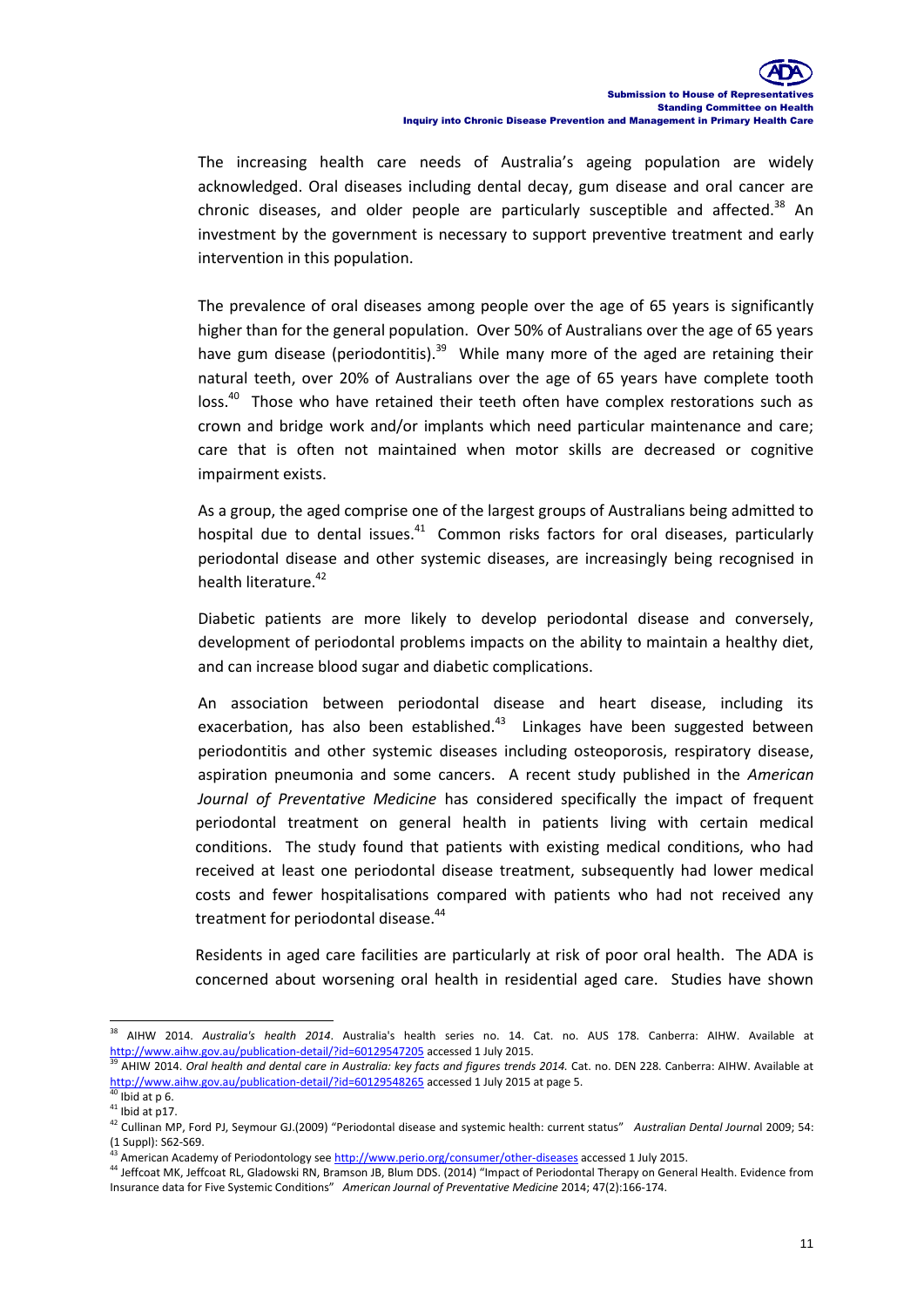The increasing health care needs of Australia's ageing population are widely acknowledged. Oral diseases including dental decay, gum disease and oral cancer are chronic diseases, and older people are particularly susceptible and affected.[38] An investment by the government is necessary to support preventive treatment and early intervention in this population.

The prevalence of oral diseases among people over the age of 65 years is significantly higher than for the general population. Over 50% of Australians over the age of 65 years have gum disease (periodontitis).[39] While many more of the aged are retaining their natural teeth, over 20% of Australians over the age of 65 years have complete tooth loss.[40] Those who have retained their teeth often have complex restorations such as crown and bridge work and/or implants which need particular maintenance and care; care that is often not maintained when motor skills are decreased or cognitive impairment exists.

As a group, the aged comprise one of the largest groups of Australians being admitted to hospital due to dental issues.[41] Common risks factors for oral diseases, particularly periodontal disease and other systemic diseases, are increasingly being recognised in health literature.[42]

Diabetic patients are more likely to develop periodontal disease and conversely, development of periodontal problems impacts on the ability to maintain a healthy diet, and can increase blood sugar and diabetic complications.

An association between periodontal disease and heart disease, including its exacerbation, has also been established.[43] Linkages have been suggested between periodontitis and other systemic diseases including osteoporosis, respiratory disease, aspiration pneumonia and some cancers. A recent study published in the *American Journal of Preventative Medicine* has considered specifically the impact of frequent periodontal treatment on general health in patients living with certain medical conditions. The study found that patients with existing medical conditions, who had received at least one periodontal disease treatment, subsequently had lower medical costs and fewer hospitalisations compared with patients who had not received any treatment for periodontal disease.[44]

Residents in aged care facilities are particularly at risk of poor oral health. The ADA is concerned about worsening oral health in residential aged care. Studies have shown

---

[38] AIHW 2014. *Australia's health 2014*. Australia's health series no. 14. Cat. no. AUS 178. Canberra: AIHW. Available at http://www.aihw.gov.au/publication-detail/?id=60129547205 accessed 1 July 2015.

[39] AHIW 2014. *Oral health and dental care in Australia: key facts and figures trends 2014.* Cat. no. DEN 228. Canberra: AIHW. Available at http://www.aihw.gov.au/publication-detail/?id=60129548265 accessed 1 July 2015 at page 5.

[40] Ibid at p 6.

[41] Ibid at p17.

[42] Cullinan MP, Ford PJ, Seymour GJ.(2009) "Periodontal disease and systemic health: current status" *Australian Dental Journal* 2009; 54: (1 Suppl): S62-S69.

[43] American Academy of Periodontology see http://www.perio.org/consumer/other-diseases accessed 1 July 2015.

[44] Jeffcoat MK, Jeffcoat RL, Gladowski RN, Bramson JB, Blum DDS. (2014) "Impact of Periodontal Therapy on General Health. Evidence from Insurance data for Five Systemic Conditions" *American Journal of Preventative Medicine* 2014; 47(2):166-174.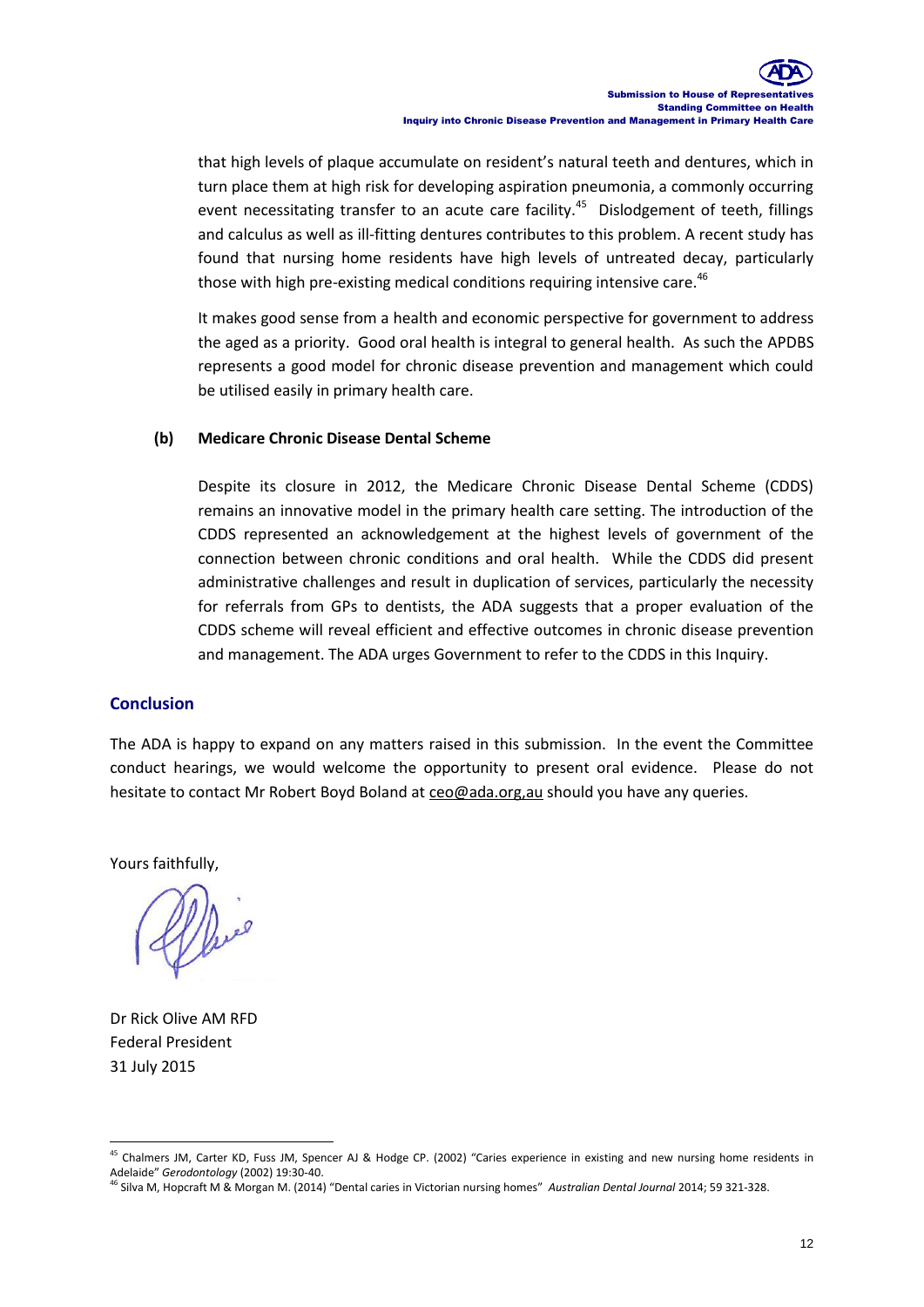that high levels of plaque accumulate on resident's natural teeth and dentures, which in turn place them at high risk for developing aspiration pneumonia, a commonly occurring event necessitating transfer to an acute care facility.[45] Dislodgement of teeth, fillings and calculus as well as ill-fitting dentures contributes to this problem. A recent study has found that nursing home residents have high levels of untreated decay, particularly those with high pre-existing medical conditions requiring intensive care.[46]

It makes good sense from a health and economic perspective for government to address the aged as a priority. Good oral health is integral to general health. As such the APDBS represents a good model for chronic disease prevention and management which could be utilised easily in primary health care.

**(b) Medicare Chronic Disease Dental Scheme**

Despite its closure in 2012, the Medicare Chronic Disease Dental Scheme (CDDS) remains an innovative model in the primary health care setting. The introduction of the CDDS represented an acknowledgement at the highest levels of government of the connection between chronic conditions and oral health. While the CDDS did present administrative challenges and result in duplication of services, particularly the necessity for referrals from GPs to dentists, the ADA suggests that a proper evaluation of the CDDS scheme will reveal efficient and effective outcomes in chronic disease prevention and management. The ADA urges Government to refer to the CDDS in this Inquiry.

## Conclusion

The ADA is happy to expand on any matters raised in this submission. In the event the Committee conduct hearings, we would welcome the opportunity to present oral evidence. Please do not hesitate to contact Mr Robert Boyd Boland at ceo@ada.org,au should you have any queries.

Yours faithfully,

Dr Rick Olive AM RFD
Federal President
31 July 2015

---

[45] Chalmers JM, Carter KD, Fuss JM, Spencer AJ & Hodge CP. (2002) "Caries experience in existing and new nursing home residents in Adelaide" *Gerodontology* (2002) 19:30-40.

[46] Silva M, Hopcraft M & Morgan M. (2014) "Dental caries in Victorian nursing homes" *Australian Dental Journal* 2014; 59 321-328.